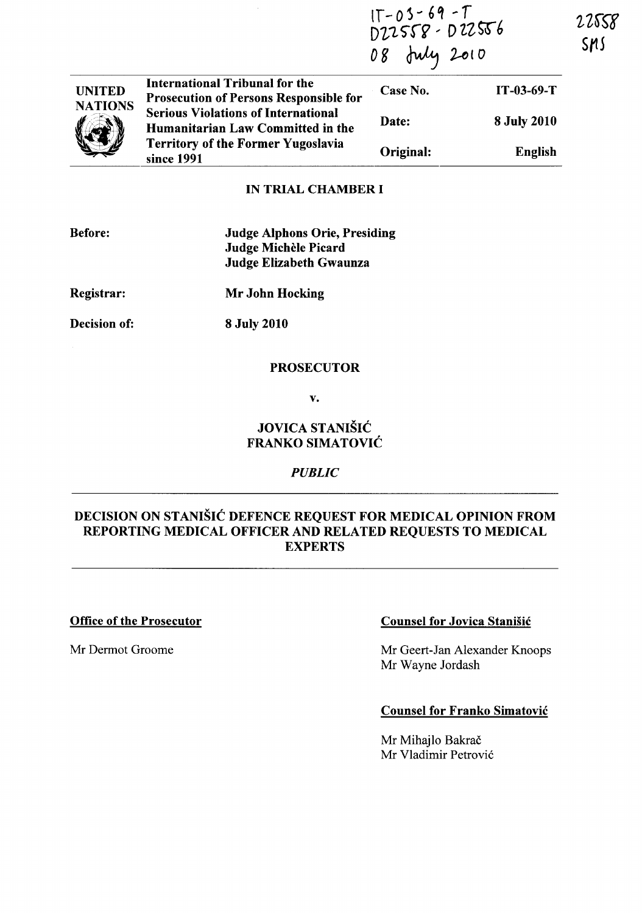IT-03-69-T
D22558 - D22556
08 July 2010

22558
SMS

| UNITED NATIONS | International Tribunal for the Prosecution of Persons Responsible for Serious Violations of International Humanitarian Law Committed in the Territory of the Former Yugoslavia since 1991 | Case No. | IT-03-69-T |
|---|---|---|---|
| | | Date: | 8 July 2010 |
| | | Original: | English |

**IN TRIAL CHAMBER I**

**Before:** **Judge Alphons Orie, Presiding**
**Judge Michèle Picard**
**Judge Elizabeth Gwaunza**

**Registrar:** **Mr John Hocking**

**Decision of:** **8 July 2010**

**PROSECUTOR**

**v.**

**JOVICA STANIŠIĆ**
**FRANKO SIMATOVIĆ**

***PUBLIC***

## DECISION ON STANIŠIĆ DEFENCE REQUEST FOR MEDICAL OPINION FROM REPORTING MEDICAL OFFICER AND RELATED REQUESTS TO MEDICAL EXPERTS

**Office of the Prosecutor**

Mr Dermot Groome

**Counsel for Jovica Stanišić**

Mr Geert-Jan Alexander Knoops
Mr Wayne Jordash

**Counsel for Franko Simatović**

Mr Mihajlo Bakrač
Mr Vladimir Petrović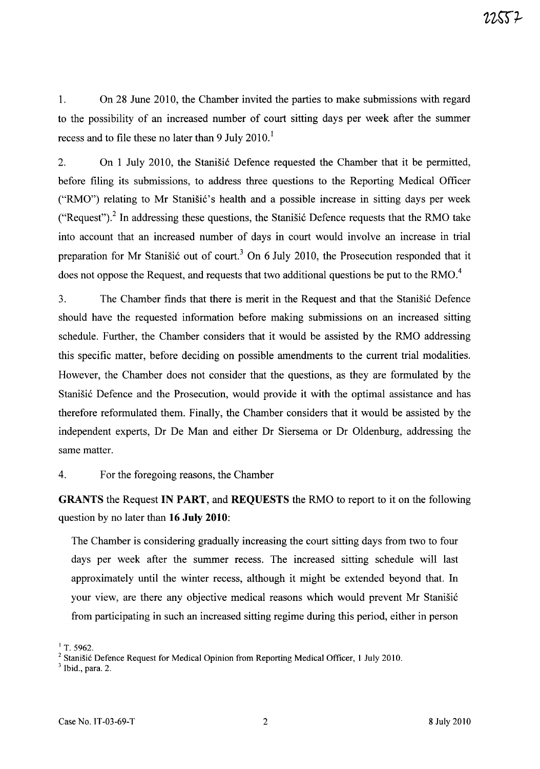1. On 28 June 2010, the Chamber invited the parties to make submissions with regard to the possibility of an increased number of court sitting days per week after the summer recess and to file these no later than 9 July 2010.[1]

2. On 1 July 2010, the Stanišić Defence requested the Chamber that it be permitted, before filing its submissions, to address three questions to the Reporting Medical Officer ("RMO") relating to Mr Stanišić's health and a possible increase in sitting days per week ("Request").[2] In addressing these questions, the Stanišić Defence requests that the RMO take into account that an increased number of days in court would involve an increase in trial preparation for Mr Stanišić out of court.[3] On 6 July 2010, the Prosecution responded that it does not oppose the Request, and requests that two additional questions be put to the RMO.[4]

3. The Chamber finds that there is merit in the Request and that the Stanišić Defence should have the requested information before making submissions on an increased sitting schedule. Further, the Chamber considers that it would be assisted by the RMO addressing this specific matter, before deciding on possible amendments to the current trial modalities. However, the Chamber does not consider that the questions, as they are formulated by the Stanišić Defence and the Prosecution, would provide it with the optimal assistance and has therefore reformulated them. Finally, the Chamber considers that it would be assisted by the independent experts, Dr De Man and either Dr Siersema or Dr Oldenburg, addressing the same matter.

4. For the foregoing reasons, the Chamber

**GRANTS** the Request **IN PART**, and **REQUESTS** the RMO to report to it on the following question by no later than **16 July 2010**:

> The Chamber is considering gradually increasing the court sitting days from two to four days per week after the summer recess. The increased sitting schedule will last approximately until the winter recess, although it might be extended beyond that. In your view, are there any objective medical reasons which would prevent Mr Stanišić from participating in such an increased sitting regime during this period, either in person

[1] T. 5962.
[2] Stanišić Defence Request for Medical Opinion from Reporting Medical Officer, 1 July 2010.
[3] Ibid., para. 2.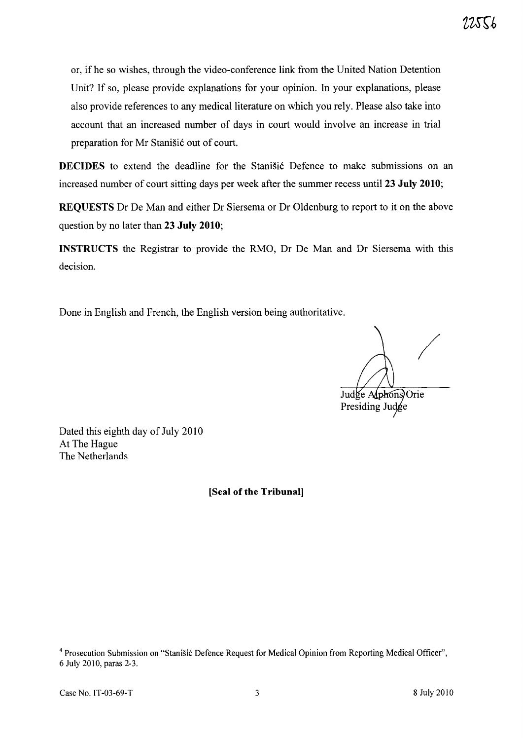or, if he so wishes, through the video-conference link from the United Nation Detention Unit? If so, please provide explanations for your opinion. In your explanations, please also provide references to any medical literature on which you rely. Please also take into account that an increased number of days in court would involve an increase in trial preparation for Mr Stanišić out of court.

**DECIDES** to extend the deadline for the Stanišić Defence to make submissions on an increased number of court sitting days per week after the summer recess until **23 July 2010**;

**REQUESTS** Dr De Man and either Dr Siersema or Dr Oldenburg to report to it on the above question by no later than **23 July 2010**;

**INSTRUCTS** the Registrar to provide the RMO, Dr De Man and Dr Siersema with this decision.

Done in English and French, the English version being authoritative.

Judge Alphons Orie
Presiding Judge

Dated this eighth day of July 2010
At The Hague
The Netherlands

**[Seal of the Tribunal]**

[4] Prosecution Submission on "Stanišić Defence Request for Medical Opinion from Reporting Medical Officer", 6 July 2010, paras 2-3.